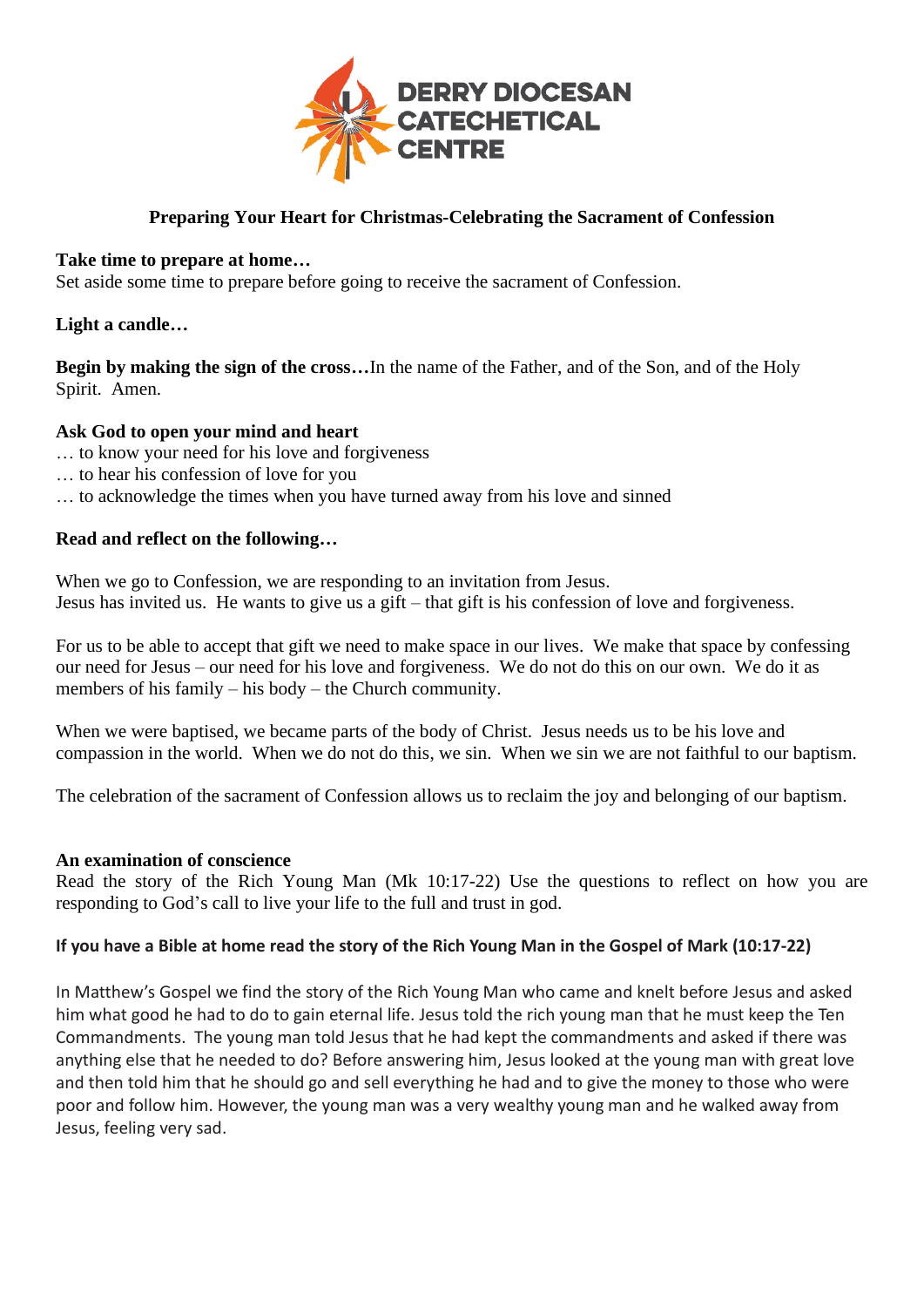**DERRY DIOCESAN CATECHETICAL CENTRE**

## Preparing Your Heart for Christmas-Celebrating the Sacrament of Confession

**Take time to prepare at home…**
Set aside some time to prepare before going to receive the sacrament of Confession.

**Light a candle…**

**Begin by making the sign of the cross…**In the name of the Father, and of the Son, and of the Holy Spirit. Amen.

**Ask God to open your mind and heart**
… to know your need for his love and forgiveness
… to hear his confession of love for you
… to acknowledge the times when you have turned away from his love and sinned

**Read and reflect on the following…**

When we go to Confession, we are responding to an invitation from Jesus.
Jesus has invited us. He wants to give us a gift – that gift is his confession of love and forgiveness.

For us to be able to accept that gift we need to make space in our lives. We make that space by confessing our need for Jesus – our need for his love and forgiveness. We do not do this on our own. We do it as members of his family – his body – the Church community.

When we were baptised, we became parts of the body of Christ. Jesus needs us to be his love and compassion in the world. When we do not do this, we sin. When we sin we are not faithful to our baptism.

The celebration of the sacrament of Confession allows us to reclaim the joy and belonging of our baptism.

**An examination of conscience**
Read the story of the Rich Young Man (Mk 10:17-22) Use the questions to reflect on how you are responding to God's call to live your life to the full and trust in god.

**If you have a Bible at home read the story of the Rich Young Man in the Gospel of Mark (10:17-22)**

In Matthew's Gospel we find the story of the Rich Young Man who came and knelt before Jesus and asked him what good he had to do to gain eternal life. Jesus told the rich young man that he must keep the Ten Commandments. The young man told Jesus that he had kept the commandments and asked if there was anything else that he needed to do? Before answering him, Jesus looked at the young man with great love and then told him that he should go and sell everything he had and to give the money to those who were poor and follow him. However, the young man was a very wealthy young man and he walked away from Jesus, feeling very sad.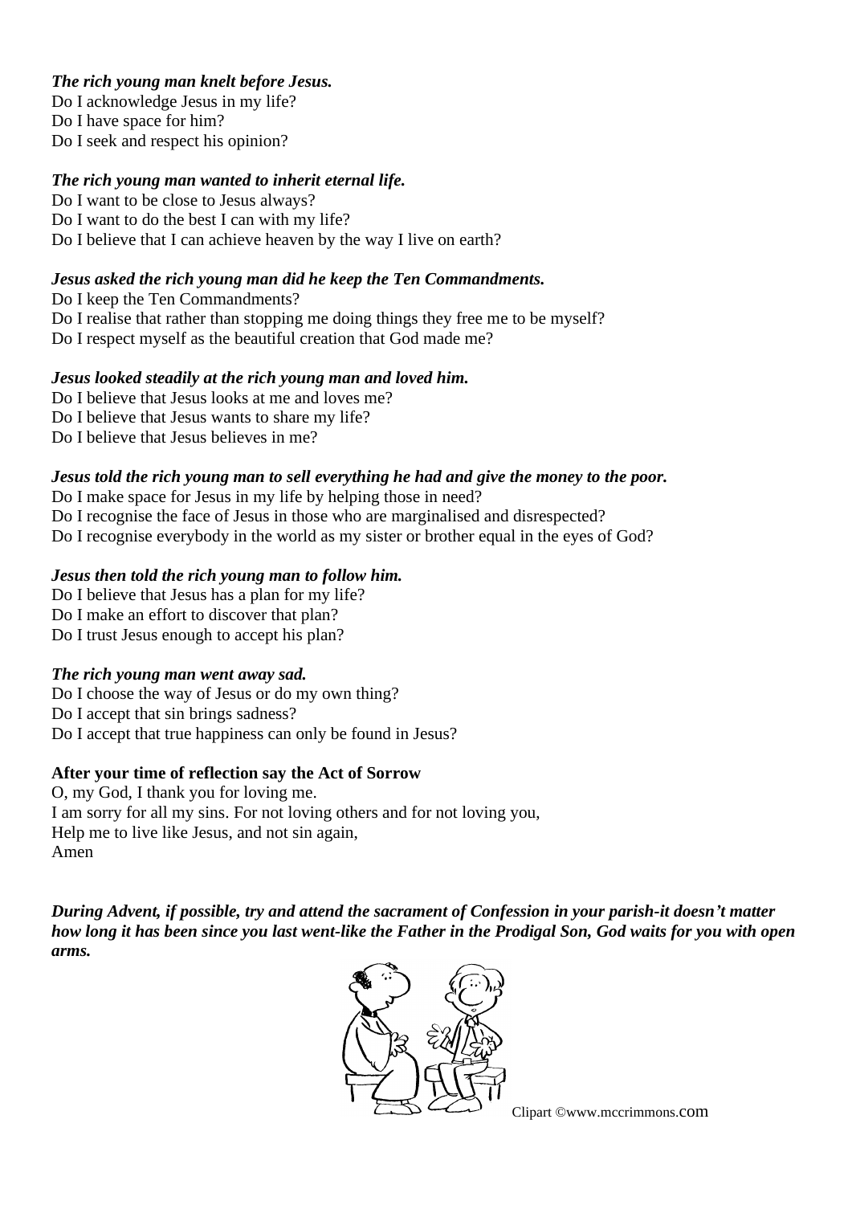***The rich young man knelt before Jesus.***
Do I acknowledge Jesus in my life?
Do I have space for him?
Do I seek and respect his opinion?

***The rich young man wanted to inherit eternal life.***
Do I want to be close to Jesus always?
Do I want to do the best I can with my life?
Do I believe that I can achieve heaven by the way I live on earth?

***Jesus asked the rich young man did he keep the Ten Commandments.***
Do I keep the Ten Commandments?
Do I realise that rather than stopping me doing things they free me to be myself?
Do I respect myself as the beautiful creation that God made me?

***Jesus looked steadily at the rich young man and loved him.***
Do I believe that Jesus looks at me and loves me?
Do I believe that Jesus wants to share my life?
Do I believe that Jesus believes in me?

***Jesus told the rich young man to sell everything he had and give the money to the poor.***
Do I make space for Jesus in my life by helping those in need?
Do I recognise the face of Jesus in those who are marginalised and disrespected?
Do I recognise everybody in the world as my sister or brother equal in the eyes of God?

***Jesus then told the rich young man to follow him.***
Do I believe that Jesus has a plan for my life?
Do I make an effort to discover that plan?
Do I trust Jesus enough to accept his plan?

***The rich young man went away sad.***
Do I choose the way of Jesus or do my own thing?
Do I accept that sin brings sadness?
Do I accept that true happiness can only be found in Jesus?

**After your time of reflection say the Act of Sorrow**
O, my God, I thank you for loving me.
I am sorry for all my sins. For not loving others and for not loving you,
Help me to live like Jesus, and not sin again,
Amen

***During Advent, if possible, try and attend the sacrament of Confession in your parish-it doesn't matter how long it has been since you last went-like the Father in the Prodigal Son, God waits for you with open arms.***

Clipart ©www.mccrimmons.com